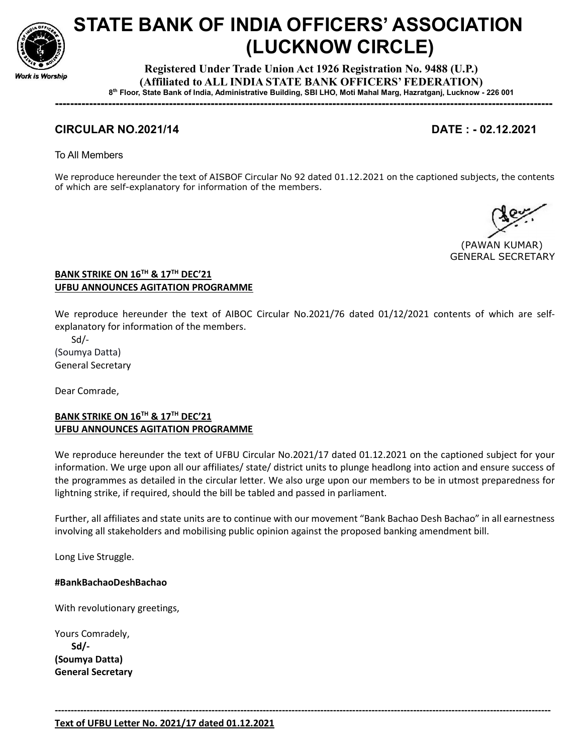# STATE BANK OF INDIA OFFICERS' ASSOCIATION (LUCKNOW CIRCLE)

**Registered Under Trade Union Act 1926 Registration No. 9488 (U.P.)**
**(Affiliated to ALL INDIA STATE BANK OFFICERS' FEDERATION)**
**8th Floor, State Bank of India, Administrative Building, SBI LHO, Moti Mahal Marg, Hazratganj, Lucknow - 226 001**

Work is Worship

---

**CIRCULAR NO.2021/14** **DATE : - 02.12.2021**

To All Members

We reproduce hereunder the text of AISBOF Circular No 92 dated 01.12.2021 on the captioned subjects, the contents of which are self-explanatory for information of the members.

(PAWAN KUMAR)
GENERAL SECRETARY

**BANK STRIKE ON 16TH & 17TH DEC'21**
**UFBU ANNOUNCES AGITATION PROGRAMME**

We reproduce hereunder the text of AIBOC Circular No.2021/76 dated 01/12/2021 contents of which are self-explanatory for information of the members.

Sd/-
(Soumya Datta)
General Secretary

Dear Comrade,

**BANK STRIKE ON 16TH & 17TH DEC'21**
**UFBU ANNOUNCES AGITATION PROGRAMME**

We reproduce hereunder the text of UFBU Circular No.2021/17 dated 01.12.2021 on the captioned subject for your information. We urge upon all our affiliates/ state/ district units to plunge headlong into action and ensure success of the programmes as detailed in the circular letter. We also urge upon our members to be in utmost preparedness for lightning strike, if required, should the bill be tabled and passed in parliament.

Further, all affiliates and state units are to continue with our movement "Bank Bachao Desh Bachao" in all earnestness involving all stakeholders and mobilising public opinion against the proposed banking amendment bill.

Long Live Struggle.

**#BankBachaoDeshBachao**

With revolutionary greetings,

Yours Comradely,
**Sd/-**
**(Soumya Datta)**
**General Secretary**

---

**Text of UFBU Letter No. 2021/17 dated 01.12.2021**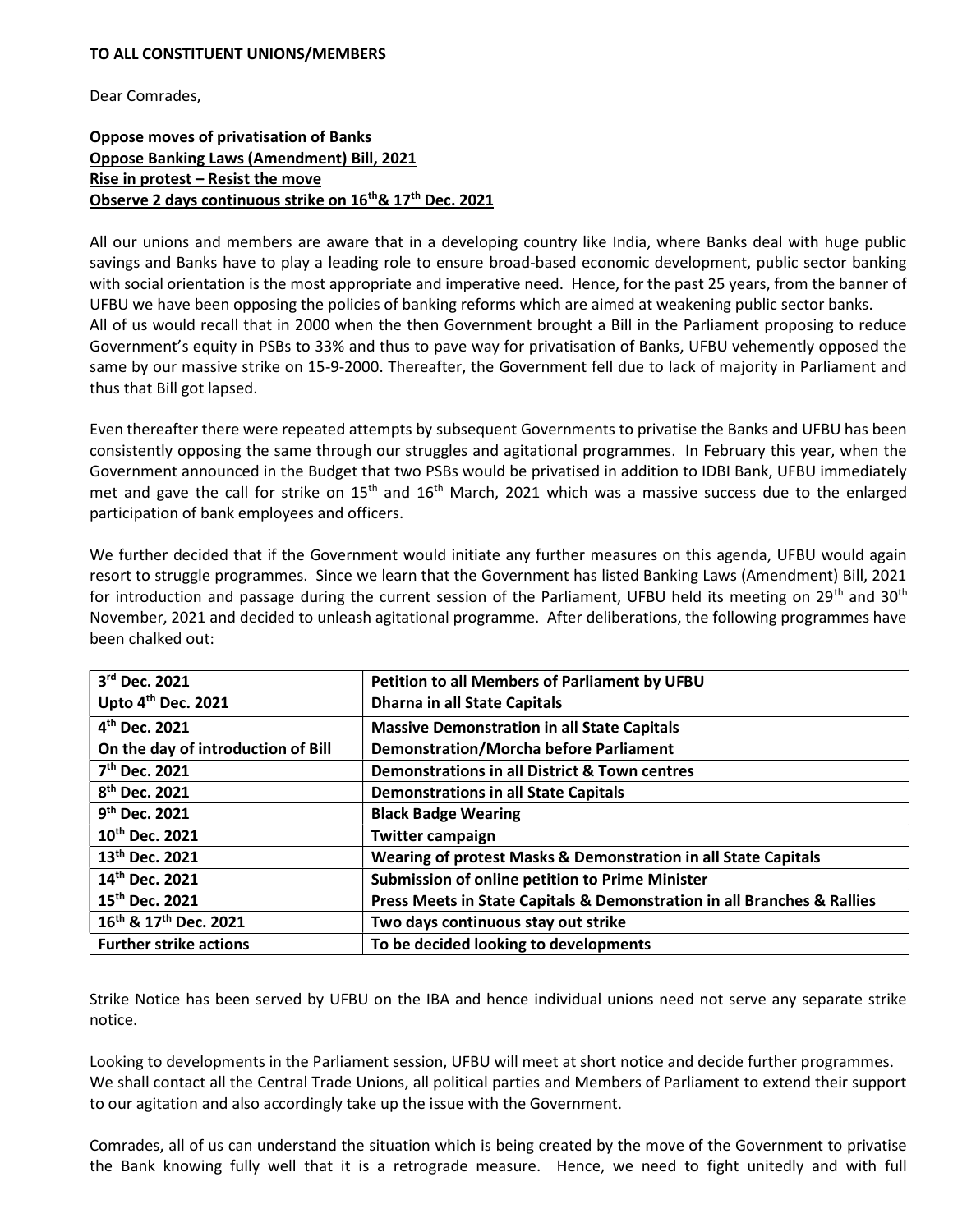**TO ALL CONSTITUENT UNIONS/MEMBERS**

Dear Comrades,

**Oppose moves of privatisation of Banks**
**Oppose Banking Laws (Amendment) Bill, 2021**
**Rise in protest – Resist the move**
**Observe 2 days continuous strike on 16th& 17th Dec. 2021**

All our unions and members are aware that in a developing country like India, where Banks deal with huge public savings and Banks have to play a leading role to ensure broad-based economic development, public sector banking with social orientation is the most appropriate and imperative need. Hence, for the past 25 years, from the banner of UFBU we have been opposing the policies of banking reforms which are aimed at weakening public sector banks.
All of us would recall that in 2000 when the then Government brought a Bill in the Parliament proposing to reduce Government's equity in PSBs to 33% and thus to pave way for privatisation of Banks, UFBU vehemently opposed the same by our massive strike on 15-9-2000. Thereafter, the Government fell due to lack of majority in Parliament and thus that Bill got lapsed.

Even thereafter there were repeated attempts by subsequent Governments to privatise the Banks and UFBU has been consistently opposing the same through our struggles and agitational programmes. In February this year, when the Government announced in the Budget that two PSBs would be privatised in addition to IDBI Bank, UFBU immediately met and gave the call for strike on 15th and 16th March, 2021 which was a massive success due to the enlarged participation of bank employees and officers.

We further decided that if the Government would initiate any further measures on this agenda, UFBU would again resort to struggle programmes. Since we learn that the Government has listed Banking Laws (Amendment) Bill, 2021 for introduction and passage during the current session of the Parliament, UFBU held its meeting on 29th and 30th November, 2021 and decided to unleash agitational programme. After deliberations, the following programmes have been chalked out:

| **3rd Dec. 2021** | **Petition to all Members of Parliament by UFBU** |
|---|---|
| **Upto 4th Dec. 2021** | **Dharna in all State Capitals** |
| **4th Dec. 2021** | **Massive Demonstration in all State Capitals** |
| **On the day of introduction of Bill** | **Demonstration/Morcha before Parliament** |
| **7th Dec. 2021** | **Demonstrations in all District & Town centres** |
| **8th Dec. 2021** | **Demonstrations in all State Capitals** |
| **9th Dec. 2021** | **Black Badge Wearing** |
| **10th Dec. 2021** | **Twitter campaign** |
| **13th Dec. 2021** | **Wearing of protest Masks & Demonstration in all State Capitals** |
| **14th Dec. 2021** | **Submission of online petition to Prime Minister** |
| **15th Dec. 2021** | **Press Meets in State Capitals & Demonstration in all Branches & Rallies** |
| **16th & 17th Dec. 2021** | **Two days continuous stay out strike** |
| **Further strike actions** | **To be decided looking to developments** |

Strike Notice has been served by UFBU on the IBA and hence individual unions need not serve any separate strike notice.

Looking to developments in the Parliament session, UFBU will meet at short notice and decide further programmes. We shall contact all the Central Trade Unions, all political parties and Members of Parliament to extend their support to our agitation and also accordingly take up the issue with the Government.

Comrades, all of us can understand the situation which is being created by the move of the Government to privatise the Bank knowing fully well that it is a retrograde measure. Hence, we need to fight unitedly and with full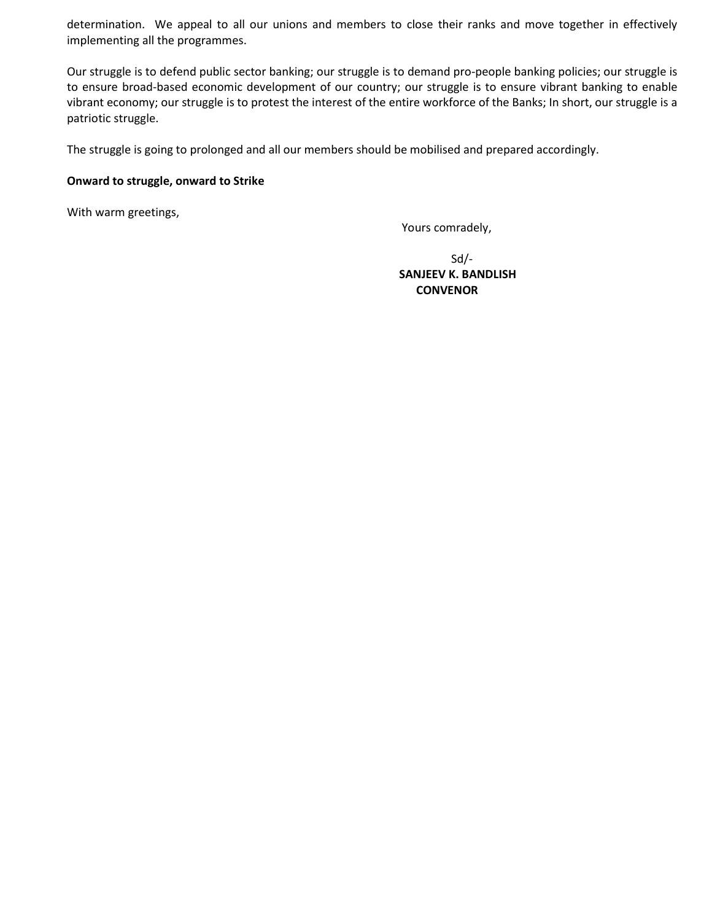determination. We appeal to all our unions and members to close their ranks and move together in effectively implementing all the programmes.

Our struggle is to defend public sector banking; our struggle is to demand pro-people banking policies; our struggle is to ensure broad-based economic development of our country; our struggle is to ensure vibrant banking to enable vibrant economy; our struggle is to protest the interest of the entire workforce of the Banks; In short, our struggle is a patriotic struggle.

The struggle is going to prolonged and all our members should be mobilised and prepared accordingly.

**Onward to struggle, onward to Strike**

With warm greetings,

Yours comradely,

Sd/-

**SANJEEV K. BANDLISH**

**CONVENOR**